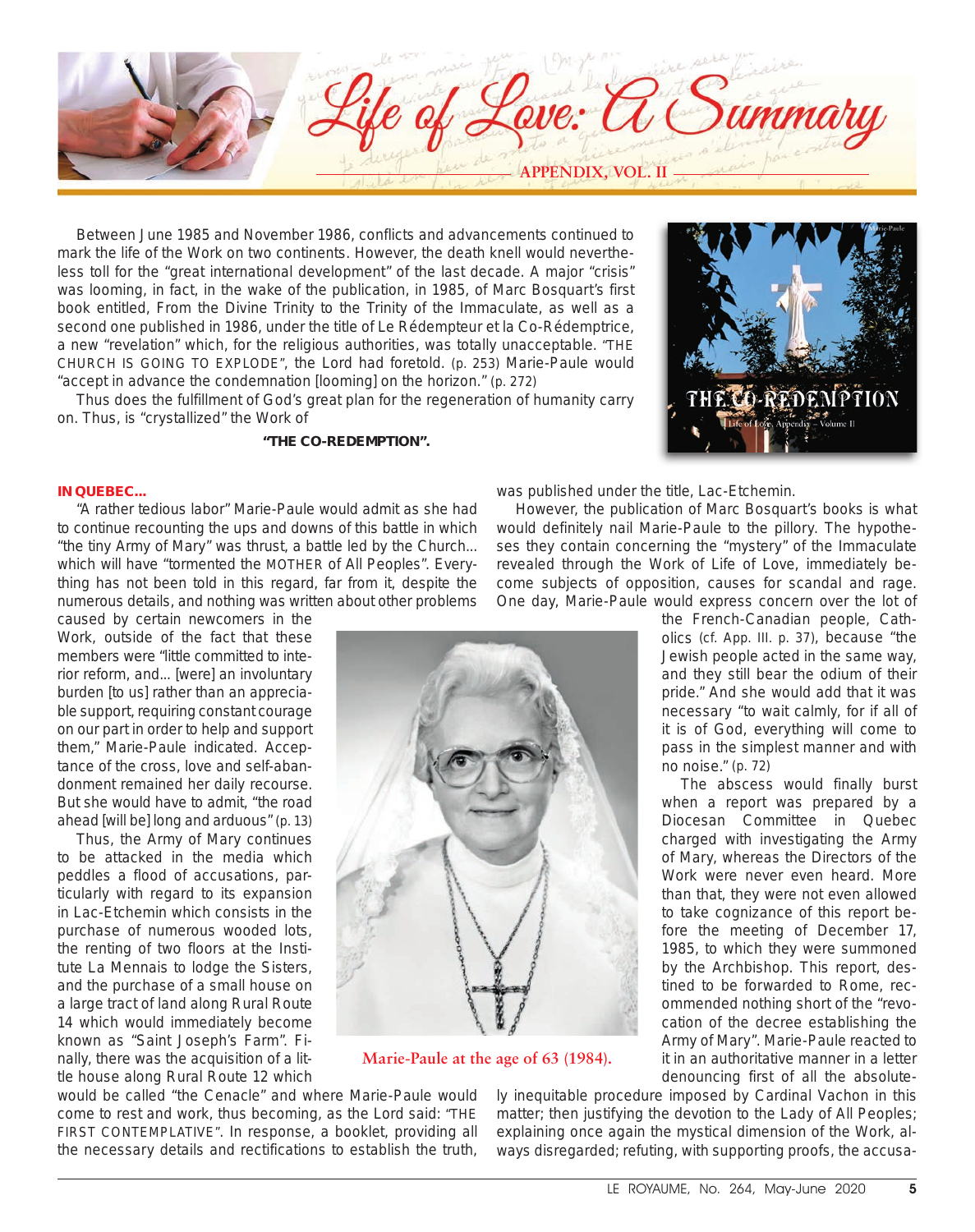# Life of Love: A Summary

## APPENDIX, VOL. II

Between June 1985 and November 1986, conflicts and advancements continued to mark the life of the Work on two continents. However, the death knell would nevertheless toll for the "great international development" of the last decade. A major "crisis" was looming, in fact, in the wake of the publication, in 1985, of Marc Bosquart's first book entitled, From the Divine Trinity to the Trinity of the Immaculate, as well as a second one published in 1986, under the title of Le Rédempteur et la Co-Rédemptrice, a new "revelation" which, for the religious authorities, was totally unacceptable. "THE CHURCH IS GOING TO EXPLODE", the Lord had foretold. (p. 253) Marie-Paule would "accept in advance the condemnation [looming] on the horizon." (p. 272)

Thus does the fulfillment of God's great plan for the regeneration of humanity carry on. Thus, is "crystallized" the Work of

**"THE CO-REDEMPTION".**

THE CO-REDEMPTION
Life of Love, Appendix – Volume II

**IN QUEBEC...**

"A rather tedious labor" Marie-Paule would admit as she had to continue recounting the ups and downs of this battle in which "the tiny Army of Mary" was thrust, a battle led by the Church... which will have "tormented the MOTHER of All Peoples". Everything has not been told in this regard, far from it, despite the numerous details, and nothing was written about other problems caused by certain newcomers in the Work, outside of the fact that these members were "little committed to interior reform, and... [were] an involuntary burden [to us] rather than an appreciable support, requiring constant courage on our part in order to help and support them," Marie-Paule indicated. Acceptance of the cross, love and self-abandonment remained her daily recourse. But she would have to admit, "the road ahead [will be] long and arduous" (p. 13)

Thus, the Army of Mary continues to be attacked in the media which peddles a flood of accusations, particularly with regard to its expansion in Lac-Etchemin which consists in the purchase of numerous wooded lots, the renting of two floors at the Institute La Mennais to lodge the Sisters, and the purchase of a small house on a large tract of land along Rural Route 14 which would immediately become known as "Saint Joseph's Farm". Finally, there was the acquisition of a little house along Rural Route 12 which would be called "the Cenacle" and where Marie-Paule would come to rest and work, thus becoming, as the Lord said: "THE FIRST CONTEMPLATIVE". In response, a booklet, providing all the necessary details and rectifications to establish the truth, was published under the title, Lac-Etchemin.

Marie-Paule at the age of 63 (1984).

However, the publication of Marc Bosquart's books is what would definitely nail Marie-Paule to the pillory. The hypotheses they contain concerning the "mystery" of the Immaculate revealed through the Work of Life of Love, immediately become subjects of opposition, causes for scandal and rage. One day, Marie-Paule would express concern over the lot of the French-Canadian people, Catholics (cf. App. III. p. 37), because "the Jewish people acted in the same way, and they still bear the odium of their pride." And she would add that it was necessary "to wait calmly, for if all of it is of God, everything will come to pass in the simplest manner and with no noise." (p. 72)

The abscess would finally burst when a report was prepared by a Diocesan Committee in Quebec charged with investigating the Army of Mary, whereas the Directors of the Work were never even heard. More than that, they were not even allowed to take cognizance of this report before the meeting of December 17, 1985, to which they were summoned by the Archbishop. This report, destined to be forwarded to Rome, recommended nothing short of the "revocation of the decree establishing the Army of Mary". Marie-Paule reacted to it in an authoritative manner in a letter denouncing first of all the absolutely inequitable procedure imposed by Cardinal Vachon in this matter; then justifying the devotion to the Lady of All Peoples; explaining once again the mystical dimension of the Work, always disregarded; refuting, with supporting proofs, the accusa-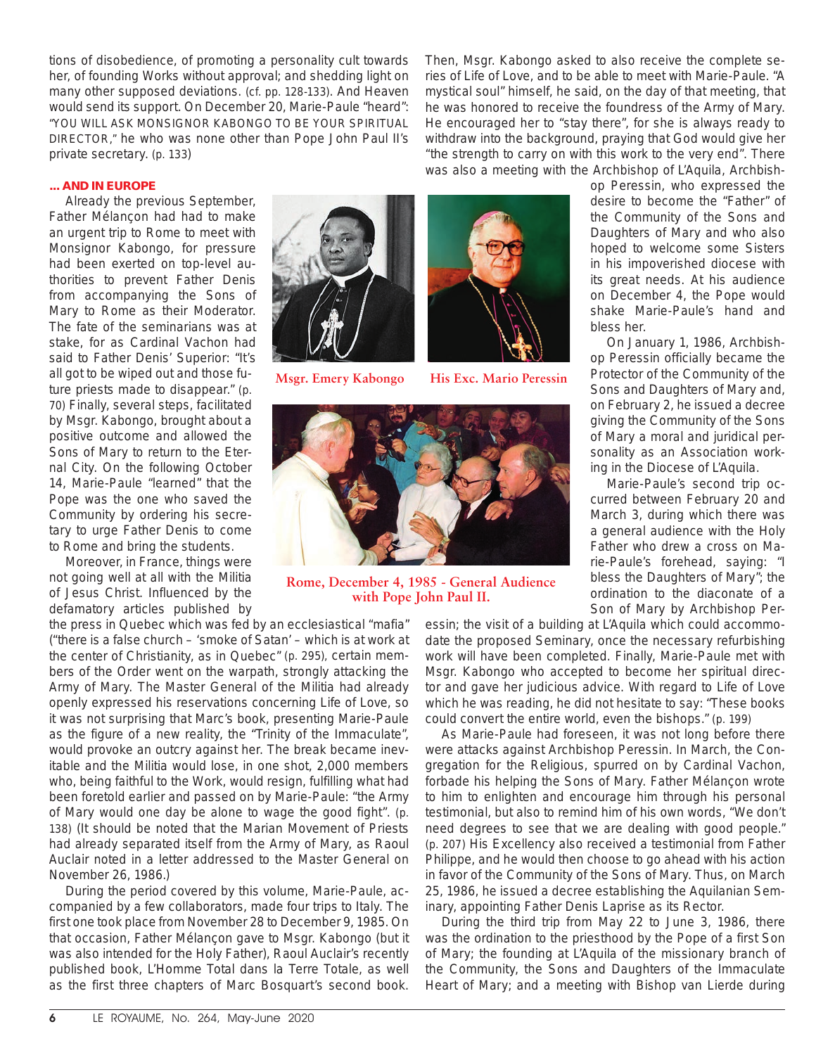tions of disobedience, of promoting a personality cult towards her, of founding Works without approval; and shedding light on many other supposed deviations. (cf. pp. 128-133). And Heaven would send its support. On December 20, Marie-Paule "heard": "YOU WILL ASK MONSIGNOR KABONGO TO BE YOUR SPIRITUAL DIRECTOR," he who was none other than Pope John Paul II's private secretary. (p. 133)

### ... AND IN EUROPE

Already the previous September, Father Mélançon had had to make an urgent trip to Rome to meet with Monsignor Kabongo, for pressure had been exerted on top-level authorities to prevent Father Denis from accompanying the Sons of Mary to Rome as their Moderator. The fate of the seminarians was at stake, for as Cardinal Vachon had said to Father Denis' Superior: "It's all got to be wiped out and those future priests made to disappear." (p. 70) Finally, several steps, facilitated by Msgr. Kabongo, brought about a positive outcome and allowed the Sons of Mary to return to the Eternal City. On the following October 14, Marie-Paule "learned" that the Pope was the one who saved the Community by ordering his secretary to urge Father Denis to come to Rome and bring the students.

Moreover, in France, things were not going well at all with the Militia of Jesus Christ. Influenced by the defamatory articles published by the press in Quebec which was fed by an ecclesiastical "mafia" ("there is a false church – 'smoke of Satan' – which is at work at the center of Christianity, as in Quebec" (p. 295), certain members of the Order went on the warpath, strongly attacking the Army of Mary. The Master General of the Militia had already openly expressed his reservations concerning Life of Love, so it was not surprising that Marc's book, presenting Marie-Paule as the figure of a new reality, the "Trinity of the Immaculate", would provoke an outcry against her. The break became inevitable and the Militia would lose, in one shot, 2,000 members who, being faithful to the Work, would resign, fulfilling what had been foretold earlier and passed on by Marie-Paule: "the Army of Mary would one day be alone to wage the good fight". (p. 138) (It should be noted that the Marian Movement of Priests had already separated itself from the Army of Mary, as Raoul Auclair noted in a letter addressed to the Master General on November 26, 1986.)

Msgr. Emery Kabongo

His Exc. Mario Peressin

Rome, December 4, 1985 - General Audience with Pope John Paul II.

During the period covered by this volume, Marie-Paule, accompanied by a few collaborators, made four trips to Italy. The first one took place from November 28 to December 9, 1985. On that occasion, Father Mélançon gave to Msgr. Kabongo (but it was also intended for the Holy Father), Raoul Auclair's recently published book, L'Homme Total dans la Terre Totale, as well as the first three chapters of Marc Bosquart's second book. Then, Msgr. Kabongo asked to also receive the complete series of Life of Love, and to be able to meet with Marie-Paule. "A mystical soul" himself, he said, on the day of that meeting, that he was honored to receive the foundress of the Army of Mary. He encouraged her to "stay there", for she is always ready to withdraw into the background, praying that God would give her "the strength to carry on with this work to the very end". There was also a meeting with the Archbishop of L'Aquila, Archbishop Peressin, who expressed the desire to become the "Father" of the Community of the Sons and Daughters of Mary and who also hoped to welcome some Sisters in his impoverished diocese with its great needs. At his audience on December 4, the Pope would shake Marie-Paule's hand and bless her.

On January 1, 1986, Archbishop Peressin officially became the Protector of the Community of the Sons and Daughters of Mary and, on February 2, he issued a decree giving the Community of the Sons of Mary a moral and juridical personality as an Association working in the Diocese of L'Aquila.

Marie-Paule's second trip occurred between February 20 and March 3, during which there was a general audience with the Holy Father who drew a cross on Marie-Paule's forehead, saying: "I bless the Daughters of Mary"; the ordination to the diaconate of a Son of Mary by Archbishop Peressin; the visit of a building at L'Aquila which could accommodate the proposed Seminary, once the necessary refurbishing work will have been completed. Finally, Marie-Paule met with Msgr. Kabongo who accepted to become her spiritual director and gave her judicious advice. With regard to Life of Love which he was reading, he did not hesitate to say: "These books could convert the entire world, even the bishops." (p. 199)

As Marie-Paule had foreseen, it was not long before there were attacks against Archbishop Peressin. In March, the Congregation for the Religious, spurred on by Cardinal Vachon, forbade his helping the Sons of Mary. Father Mélançon wrote to him to enlighten and encourage him through his personal testimonial, but also to remind him of his own words, "We don't need degrees to see that we are dealing with good people." (p. 207) His Excellency also received a testimonial from Father Philippe, and he would then choose to go ahead with his action in favor of the Community of the Sons of Mary. Thus, on March 25, 1986, he issued a decree establishing the Aquilanian Seminary, appointing Father Denis Laprise as its Rector.

During the third trip from May 22 to June 3, 1986, there was the ordination to the priesthood by the Pope of a first Son of Mary; the founding at L'Aquila of the missionary branch of the Community, the Sons and Daughters of the Immaculate Heart of Mary; and a meeting with Bishop van Lierde during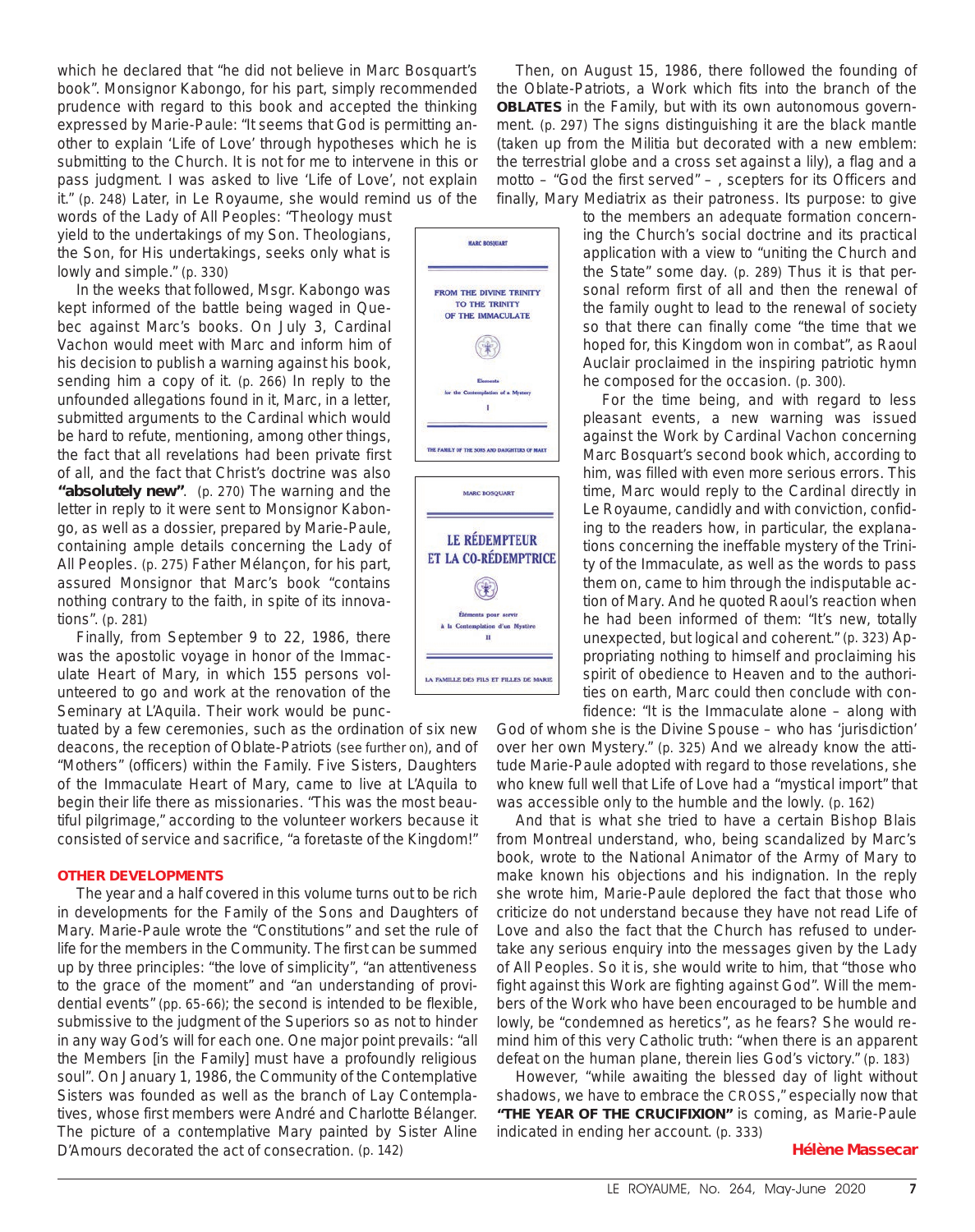which he declared that "he did not believe in Marc Bosquart's book". Monsignor Kabongo, for his part, simply recommended prudence with regard to this book and accepted the thinking expressed by Marie-Paule: "It seems that God is permitting another to explain 'Life of Love' through hypotheses which he is submitting to the Church. It is not for me to intervene in this or pass judgment. I was asked to live 'Life of Love', not explain it." (p. 248) Later, in Le Royaume, she would remind us of the words of the Lady of All Peoples: "Theology must yield to the undertakings of my Son. Theologians, the Son, for His undertakings, seeks only what is lowly and simple." (p. 330)

In the weeks that followed, Msgr. Kabongo was kept informed of the battle being waged in Quebec against Marc's books. On July 3, Cardinal Vachon would meet with Marc and inform him of his decision to publish a warning against his book, sending him a copy of it. (p. 266) In reply to the unfounded allegations found in it, Marc, in a letter, submitted arguments to the Cardinal which would be hard to refute, mentioning, among other things, the fact that all revelations had been private first of all, and the fact that Christ's doctrine was also **"absolutely new"**. (p. 270) The warning and the letter in reply to it were sent to Monsignor Kabongo, as well as a dossier, prepared by Marie-Paule, containing ample details concerning the Lady of All Peoples. (p. 275) Father Mélançon, for his part, assured Monsignor that Marc's book "contains nothing contrary to the faith, in spite of its innovations". (p. 281)

Finally, from September 9 to 22, 1986, there was the apostolic voyage in honor of the Immaculate Heart of Mary, in which 155 persons volunteered to go and work at the renovation of the Seminary at L'Aquila. Their work would be punctuated by a few ceremonies, such as the ordination of six new deacons, the reception of Oblate-Patriots (see further on), and of "Mothers" (officers) within the Family. Five Sisters, Daughters of the Immaculate Heart of Mary, came to live at L'Aquila to begin their life there as missionaries. "This was the most beautiful pilgrimage," according to the volunteer workers because it consisted of service and sacrifice, "a foretaste of the Kingdom!"

MARC BOSQUART

FROM THE DIVINE TRINITY TO THE TRINITY OF THE IMMACULATE

Elements for the Contemplation of a Mystery

I

THE FAMILY OF THE SONS AND DAUGHTERS OF MARY

MARC BOSQUART

LE RÉDEMPTEUR ET LA CO-RÉDEMPTRICE

Éléments pour servir à la Contemplation d'un Mystère

II

LA FAMILLE DES FILS ET FILLES DE MARIE

## OTHER DEVELOPMENTS

The year and a half covered in this volume turns out to be rich in developments for the Family of the Sons and Daughters of Mary. Marie-Paule wrote the "Constitutions" and set the rule of life for the members in the Community. The first can be summed up by three principles: "the love of simplicity", "an attentiveness to the grace of the moment" and "an understanding of providential events" (pp. 65-66); the second is intended to be flexible, submissive to the judgment of the Superiors so as not to hinder in any way God's will for each one. One major point prevails: "all the Members [in the Family] must have a profoundly religious soul". On January 1, 1986, the Community of the Contemplative Sisters was founded as well as the branch of Lay Contemplatives, whose first members were André and Charlotte Bélanger. The picture of a contemplative Mary painted by Sister Aline D'Amours decorated the act of consecration. (p. 142)

Then, on August 15, 1986, there followed the founding of the Oblate-Patriots, a Work which fits into the branch of the **OBLATES** in the Family, but with its own autonomous government. (p. 297) The signs distinguishing it are the black mantle (taken up from the Militia but decorated with a new emblem: the terrestrial globe and a cross set against a lily), a flag and a motto – "God the first served" – , scepters for its Officers and finally, Mary Mediatrix as their patroness. Its purpose: to give to the members an adequate formation concerning the Church's social doctrine and its practical application with a view to "uniting the Church and the State" some day. (p. 289) Thus it is that personal reform first of all and then the renewal of the family ought to lead to the renewal of society so that there can finally come "the time that we hoped for, this Kingdom won in combat", as Raoul Auclair proclaimed in the inspiring patriotic hymn he composed for the occasion. (p. 300).

For the time being, and with regard to less pleasant events, a new warning was issued against the Work by Cardinal Vachon concerning Marc Bosquart's second book which, according to him, was filled with even more serious errors. This time, Marc would reply to the Cardinal directly in Le Royaume, candidly and with conviction, confiding to the readers how, in particular, the explanations concerning the ineffable mystery of the Trinity of the Immaculate, as well as the words to pass them on, came to him through the indisputable action of Mary. And he quoted Raoul's reaction when he had been informed of them: "It's new, totally unexpected, but logical and coherent." (p. 323) Appropriating nothing to himself and proclaiming his spirit of obedience to Heaven and to the authorities on earth, Marc could then conclude with confidence: "It is the Immaculate alone – along with God of whom she is the Divine Spouse – who has 'jurisdiction' over her own Mystery." (p. 325) And we already know the attitude Marie-Paule adopted with regard to those revelations, she who knew full well that Life of Love had a "mystical import" that was accessible only to the humble and the lowly. (p. 162)

And that is what she tried to have a certain Bishop Blais from Montreal understand, who, being scandalized by Marc's book, wrote to the National Animator of the Army of Mary to make known his objections and his indignation. In the reply she wrote him, Marie-Paule deplored the fact that those who criticize do not understand because they have not read Life of Love and also the fact that the Church has refused to undertake any serious enquiry into the messages given by the Lady of All Peoples. So it is, she would write to him, that "those who fight against this Work are fighting against God". Will the members of the Work who have been encouraged to be humble and lowly, be "condemned as heretics", as he fears? She would remind him of this very Catholic truth: "when there is an apparent defeat on the human plane, therein lies God's victory." (p. 183)

However, "while awaiting the blessed day of light without shadows, we have to embrace the CROSS," especially now that **"THE YEAR OF THE CRUCIFIXION"** is coming, as Marie-Paule indicated in ending her account. (p. 333)

**Hélène Massecar**